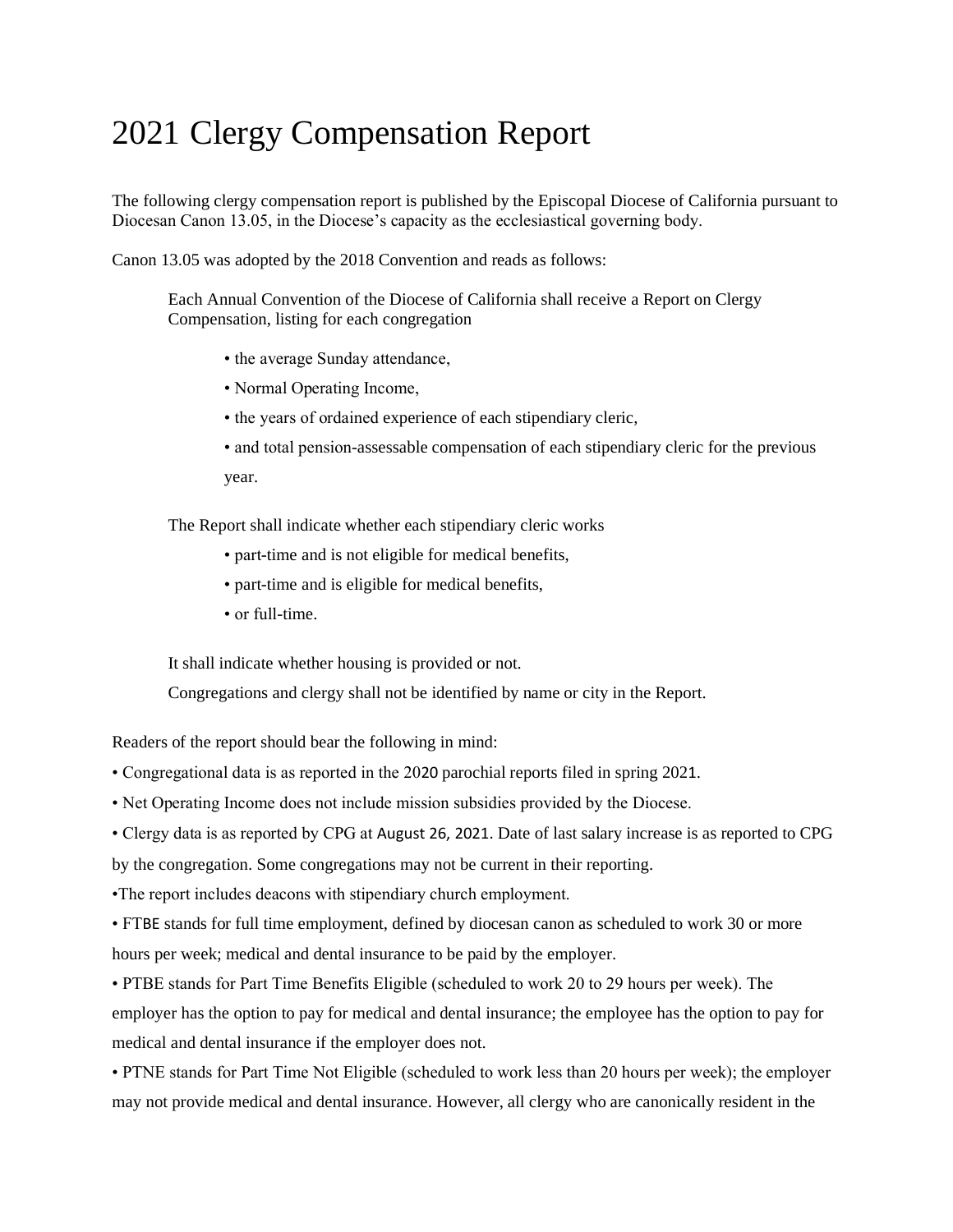# 2021 Clergy Compensation Report

The following clergy compensation report is published by the Episcopal Diocese of California pursuant to Diocesan Canon 13.05, in the Diocese's capacity as the ecclesiastical governing body.

Canon 13.05 was adopted by the 2018 Convention and reads as follows:

> Each Annual Convention of the Diocese of California shall receive a Report on Clergy Compensation, listing for each congregation
>
> - the average Sunday attendance,
> - Normal Operating Income,
> - the years of ordained experience of each stipendiary cleric,
> - and total pension-assessable compensation of each stipendiary cleric for the previous year.
>
> The Report shall indicate whether each stipendiary cleric works
>
> - part-time and is not eligible for medical benefits,
> - part-time and is eligible for medical benefits,
> - or full-time.
>
> It shall indicate whether housing is provided or not.
>
> Congregations and clergy shall not be identified by name or city in the Report.

Readers of the report should bear the following in mind:

- Congregational data is as reported in the 2020 parochial reports filed in spring 2021.
- Net Operating Income does not include mission subsidies provided by the Diocese.
- Clergy data is as reported by CPG at August 26, 2021. Date of last salary increase is as reported to CPG by the congregation. Some congregations may not be current in their reporting.
- The report includes deacons with stipendiary church employment.
- FTBE stands for full time employment, defined by diocesan canon as scheduled to work 30 or more hours per week; medical and dental insurance to be paid by the employer.
- PTBE stands for Part Time Benefits Eligible (scheduled to work 20 to 29 hours per week). The employer has the option to pay for medical and dental insurance; the employee has the option to pay for medical and dental insurance if the employer does not.
- PTNE stands for Part Time Not Eligible (scheduled to work less than 20 hours per week); the employer may not provide medical and dental insurance. However, all clergy who are canonically resident in the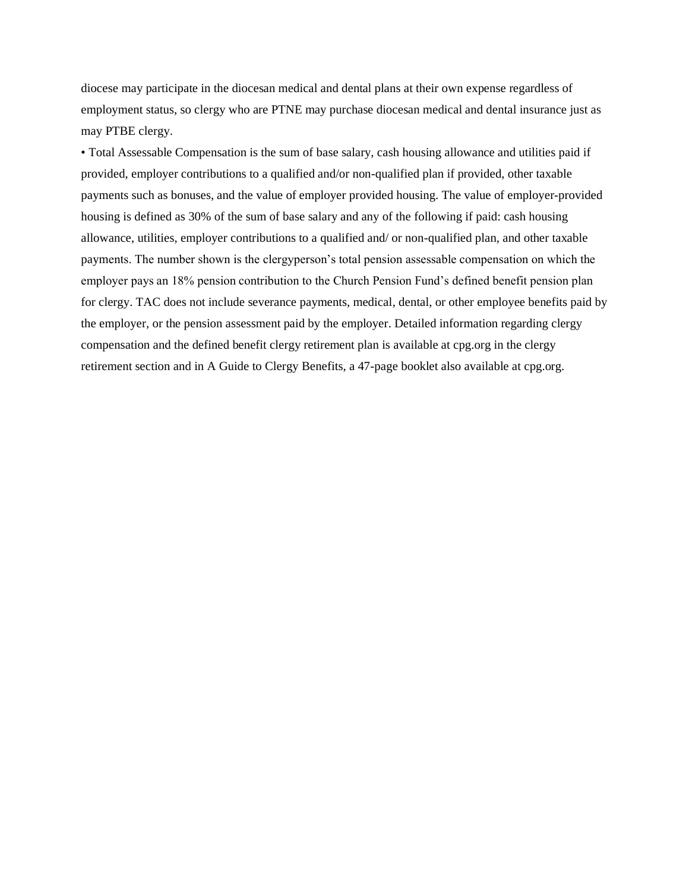diocese may participate in the diocesan medical and dental plans at their own expense regardless of employment status, so clergy who are PTNE may purchase diocesan medical and dental insurance just as may PTBE clergy.

• Total Assessable Compensation is the sum of base salary, cash housing allowance and utilities paid if provided, employer contributions to a qualified and/or non-qualified plan if provided, other taxable payments such as bonuses, and the value of employer provided housing. The value of employer-provided housing is defined as 30% of the sum of base salary and any of the following if paid: cash housing allowance, utilities, employer contributions to a qualified and/ or non-qualified plan, and other taxable payments. The number shown is the clergyperson's total pension assessable compensation on which the employer pays an 18% pension contribution to the Church Pension Fund's defined benefit pension plan for clergy. TAC does not include severance payments, medical, dental, or other employee benefits paid by the employer, or the pension assessment paid by the employer. Detailed information regarding clergy compensation and the defined benefit clergy retirement plan is available at cpg.org in the clergy retirement section and in A Guide to Clergy Benefits, a 47-page booklet also available at cpg.org.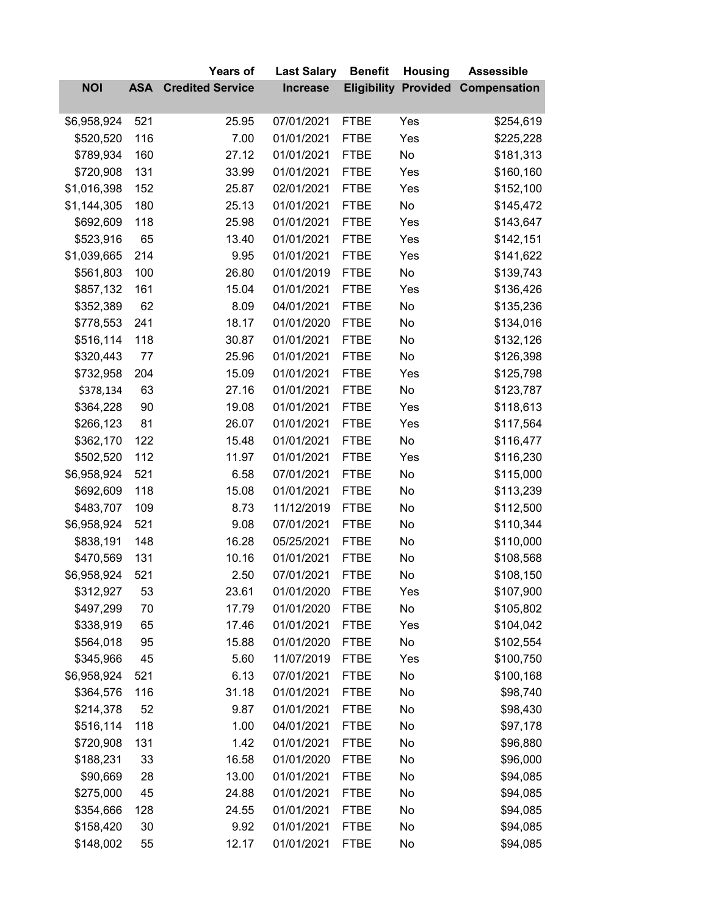| NOI | ASA | Years of Credited Service | Last Salary Increase | Benefit Eligibility | Housing Provided | Assessible Compensation |
|---|---|---|---|---|---|---|
| $6,958,924 | 521 | 25.95 | 07/01/2021 | FTBE | Yes | $254,619 |
| $520,520 | 116 | 7.00 | 01/01/2021 | FTBE | Yes | $225,228 |
| $789,934 | 160 | 27.12 | 01/01/2021 | FTBE | No | $181,313 |
| $720,908 | 131 | 33.99 | 01/01/2021 | FTBE | Yes | $160,160 |
| $1,016,398 | 152 | 25.87 | 02/01/2021 | FTBE | Yes | $152,100 |
| $1,144,305 | 180 | 25.13 | 01/01/2021 | FTBE | No | $145,472 |
| $692,609 | 118 | 25.98 | 01/01/2021 | FTBE | Yes | $143,647 |
| $523,916 | 65 | 13.40 | 01/01/2021 | FTBE | Yes | $142,151 |
| $1,039,665 | 214 | 9.95 | 01/01/2021 | FTBE | Yes | $141,622 |
| $561,803 | 100 | 26.80 | 01/01/2019 | FTBE | No | $139,743 |
| $857,132 | 161 | 15.04 | 01/01/2021 | FTBE | Yes | $136,426 |
| $352,389 | 62 | 8.09 | 04/01/2021 | FTBE | No | $135,236 |
| $778,553 | 241 | 18.17 | 01/01/2020 | FTBE | No | $134,016 |
| $516,114 | 118 | 30.87 | 01/01/2021 | FTBE | No | $132,126 |
| $320,443 | 77 | 25.96 | 01/01/2021 | FTBE | No | $126,398 |
| $732,958 | 204 | 15.09 | 01/01/2021 | FTBE | Yes | $125,798 |
| $378,134 | 63 | 27.16 | 01/01/2021 | FTBE | No | $123,787 |
| $364,228 | 90 | 19.08 | 01/01/2021 | FTBE | Yes | $118,613 |
| $266,123 | 81 | 26.07 | 01/01/2021 | FTBE | Yes | $117,564 |
| $362,170 | 122 | 15.48 | 01/01/2021 | FTBE | No | $116,477 |
| $502,520 | 112 | 11.97 | 01/01/2021 | FTBE | Yes | $116,230 |
| $6,958,924 | 521 | 6.58 | 07/01/2021 | FTBE | No | $115,000 |
| $692,609 | 118 | 15.08 | 01/01/2021 | FTBE | No | $113,239 |
| $483,707 | 109 | 8.73 | 11/12/2019 | FTBE | No | $112,500 |
| $6,958,924 | 521 | 9.08 | 07/01/2021 | FTBE | No | $110,344 |
| $838,191 | 148 | 16.28 | 05/25/2021 | FTBE | No | $110,000 |
| $470,569 | 131 | 10.16 | 01/01/2021 | FTBE | No | $108,568 |
| $6,958,924 | 521 | 2.50 | 07/01/2021 | FTBE | No | $108,150 |
| $312,927 | 53 | 23.61 | 01/01/2020 | FTBE | Yes | $107,900 |
| $497,299 | 70 | 17.79 | 01/01/2020 | FTBE | No | $105,802 |
| $338,919 | 65 | 17.46 | 01/01/2021 | FTBE | Yes | $104,042 |
| $564,018 | 95 | 15.88 | 01/01/2020 | FTBE | No | $102,554 |
| $345,966 | 45 | 5.60 | 11/07/2019 | FTBE | Yes | $100,750 |
| $6,958,924 | 521 | 6.13 | 07/01/2021 | FTBE | No | $100,168 |
| $364,576 | 116 | 31.18 | 01/01/2021 | FTBE | No | $98,740 |
| $214,378 | 52 | 9.87 | 01/01/2021 | FTBE | No | $98,430 |
| $516,114 | 118 | 1.00 | 04/01/2021 | FTBE | No | $97,178 |
| $720,908 | 131 | 1.42 | 01/01/2021 | FTBE | No | $96,880 |
| $188,231 | 33 | 16.58 | 01/01/2020 | FTBE | No | $96,000 |
| $90,669 | 28 | 13.00 | 01/01/2021 | FTBE | No | $94,085 |
| $275,000 | 45 | 24.88 | 01/01/2021 | FTBE | No | $94,085 |
| $354,666 | 128 | 24.55 | 01/01/2021 | FTBE | No | $94,085 |
| $158,420 | 30 | 9.92 | 01/01/2021 | FTBE | No | $94,085 |
| $148,002 | 55 | 12.17 | 01/01/2021 | FTBE | No | $94,085 |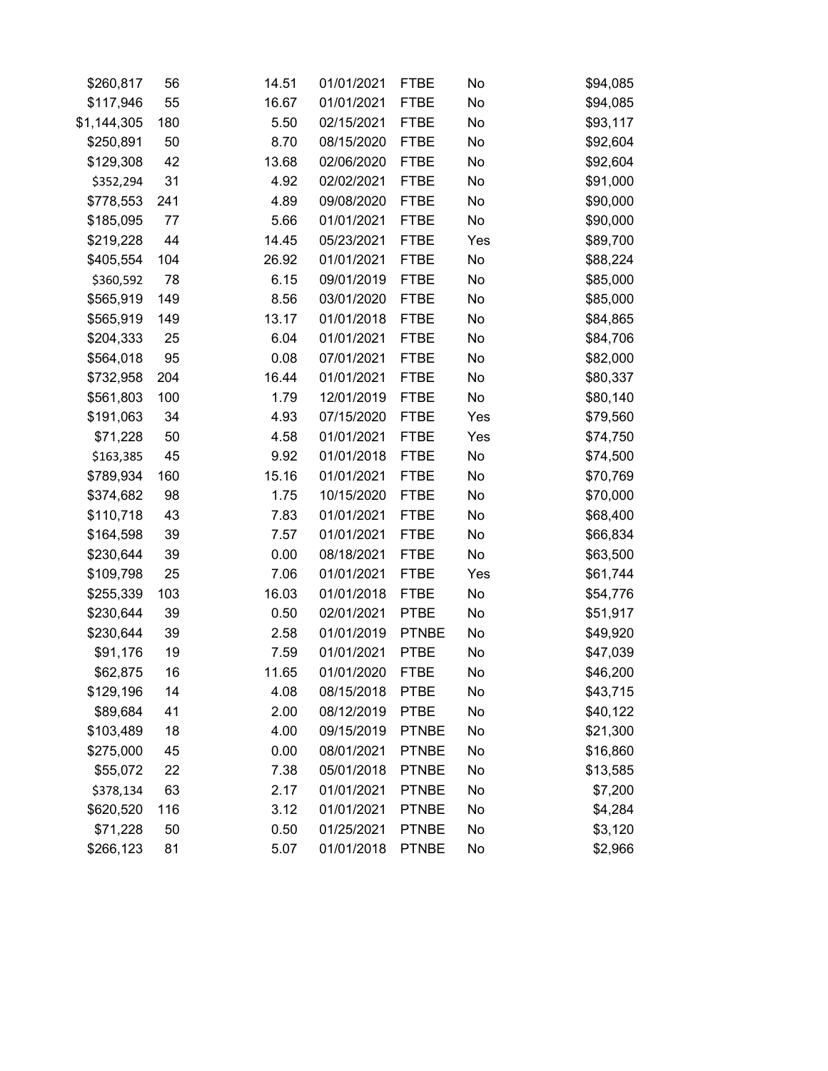| | | | | | | |
|---|---|---|---|---|---|---|
| $260,817 | 56 | 14.51 | 01/01/2021 | FTBE | No | $94,085 |
| $117,946 | 55 | 16.67 | 01/01/2021 | FTBE | No | $94,085 |
| $1,144,305 | 180 | 5.50 | 02/15/2021 | FTBE | No | $93,117 |
| $250,891 | 50 | 8.70 | 08/15/2020 | FTBE | No | $92,604 |
| $129,308 | 42 | 13.68 | 02/06/2020 | FTBE | No | $92,604 |
| $352,294 | 31 | 4.92 | 02/02/2021 | FTBE | No | $91,000 |
| $778,553 | 241 | 4.89 | 09/08/2020 | FTBE | No | $90,000 |
| $185,095 | 77 | 5.66 | 01/01/2021 | FTBE | No | $90,000 |
| $219,228 | 44 | 14.45 | 05/23/2021 | FTBE | Yes | $89,700 |
| $405,554 | 104 | 26.92 | 01/01/2021 | FTBE | No | $88,224 |
| $360,592 | 78 | 6.15 | 09/01/2019 | FTBE | No | $85,000 |
| $565,919 | 149 | 8.56 | 03/01/2020 | FTBE | No | $85,000 |
| $565,919 | 149 | 13.17 | 01/01/2018 | FTBE | No | $84,865 |
| $204,333 | 25 | 6.04 | 01/01/2021 | FTBE | No | $84,706 |
| $564,018 | 95 | 0.08 | 07/01/2021 | FTBE | No | $82,000 |
| $732,958 | 204 | 16.44 | 01/01/2021 | FTBE | No | $80,337 |
| $561,803 | 100 | 1.79 | 12/01/2019 | FTBE | No | $80,140 |
| $191,063 | 34 | 4.93 | 07/15/2020 | FTBE | Yes | $79,560 |
| $71,228 | 50 | 4.58 | 01/01/2021 | FTBE | Yes | $74,750 |
| $163,385 | 45 | 9.92 | 01/01/2018 | FTBE | No | $74,500 |
| $789,934 | 160 | 15.16 | 01/01/2021 | FTBE | No | $70,769 |
| $374,682 | 98 | 1.75 | 10/15/2020 | FTBE | No | $70,000 |
| $110,718 | 43 | 7.83 | 01/01/2021 | FTBE | No | $68,400 |
| $164,598 | 39 | 7.57 | 01/01/2021 | FTBE | No | $66,834 |
| $230,644 | 39 | 0.00 | 08/18/2021 | FTBE | No | $63,500 |
| $109,798 | 25 | 7.06 | 01/01/2021 | FTBE | Yes | $61,744 |
| $255,339 | 103 | 16.03 | 01/01/2018 | FTBE | No | $54,776 |
| $230,644 | 39 | 0.50 | 02/01/2021 | PTBE | No | $51,917 |
| $230,644 | 39 | 2.58 | 01/01/2019 | PTNBE | No | $49,920 |
| $91,176 | 19 | 7.59 | 01/01/2021 | PTBE | No | $47,039 |
| $62,875 | 16 | 11.65 | 01/01/2020 | FTBE | No | $46,200 |
| $129,196 | 14 | 4.08 | 08/15/2018 | PTBE | No | $43,715 |
| $89,684 | 41 | 2.00 | 08/12/2019 | PTBE | No | $40,122 |
| $103,489 | 18 | 4.00 | 09/15/2019 | PTNBE | No | $21,300 |
| $275,000 | 45 | 0.00 | 08/01/2021 | PTNBE | No | $16,860 |
| $55,072 | 22 | 7.38 | 05/01/2018 | PTNBE | No | $13,585 |
| $378,134 | 63 | 2.17 | 01/01/2021 | PTNBE | No | $7,200 |
| $620,520 | 116 | 3.12 | 01/01/2021 | PTNBE | No | $4,284 |
| $71,228 | 50 | 0.50 | 01/25/2021 | PTNBE | No | $3,120 |
| $266,123 | 81 | 5.07 | 01/01/2018 | PTNBE | No | $2,966 |